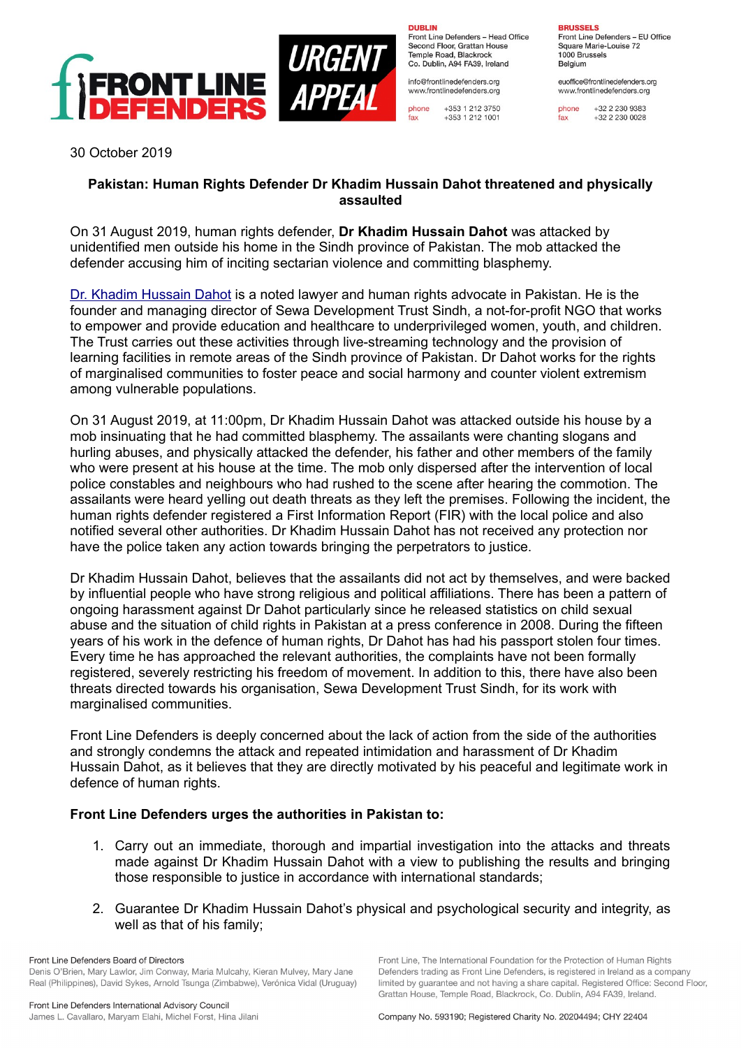30 October 2019

**Pakistan: Human Rights Defender Dr Khadim Hussain Dahot threatened and physically assaulted**

On 31 August 2019, human rights defender, **Dr Khadim Hussain Dahot** was attacked by unidentified men outside his home in the Sindh province of Pakistan. The mob attacked the defender accusing him of inciting sectarian violence and committing blasphemy.

Dr. Khadim Hussain Dahot is a noted lawyer and human rights advocate in Pakistan. He is the founder and managing director of Sewa Development Trust Sindh, a not-for-profit NGO that works to empower and provide education and healthcare to underprivileged women, youth, and children. The Trust carries out these activities through live-streaming technology and the provision of learning facilities in remote areas of the Sindh province of Pakistan. Dr Dahot works for the rights of marginalised communities to foster peace and social harmony and counter violent extremism among vulnerable populations.

On 31 August 2019, at 11:00pm, Dr Khadim Hussain Dahot was attacked outside his house by a mob insinuating that he had committed blasphemy. The assailants were chanting slogans and hurling abuses, and physically attacked the defender, his father and other members of the family who were present at his house at the time. The mob only dispersed after the intervention of local police constables and neighbours who had rushed to the scene after hearing the commotion. The assailants were heard yelling out death threats as they left the premises. Following the incident, the human rights defender registered a First Information Report (FIR) with the local police and also notified several other authorities. Dr Khadim Hussain Dahot has not received any protection nor have the police taken any action towards bringing the perpetrators to justice.

Dr Khadim Hussain Dahot, believes that the assailants did not act by themselves, and were backed by influential people who have strong religious and political affiliations. There has been a pattern of ongoing harassment against Dr Dahot particularly since he released statistics on child sexual abuse and the situation of child rights in Pakistan at a press conference in 2008. During the fifteen years of his work in the defence of human rights, Dr Dahot has had his passport stolen four times. Every time he has approached the relevant authorities, the complaints have not been formally registered, severely restricting his freedom of movement. In addition to this, there have also been threats directed towards his organisation, Sewa Development Trust Sindh, for its work with marginalised communities.

Front Line Defenders is deeply concerned about the lack of action from the side of the authorities and strongly condemns the attack and repeated intimidation and harassment of Dr Khadim Hussain Dahot, as it believes that they are directly motivated by his peaceful and legitimate work in defence of human rights.

**Front Line Defenders urges the authorities in Pakistan to:**

1. Carry out an immediate, thorough and impartial investigation into the attacks and threats made against Dr Khadim Hussain Dahot with a view to publishing the results and bringing those responsible to justice in accordance with international standards;

2. Guarantee Dr Khadim Hussain Dahot's physical and psychological security and integrity, as well as that of his family;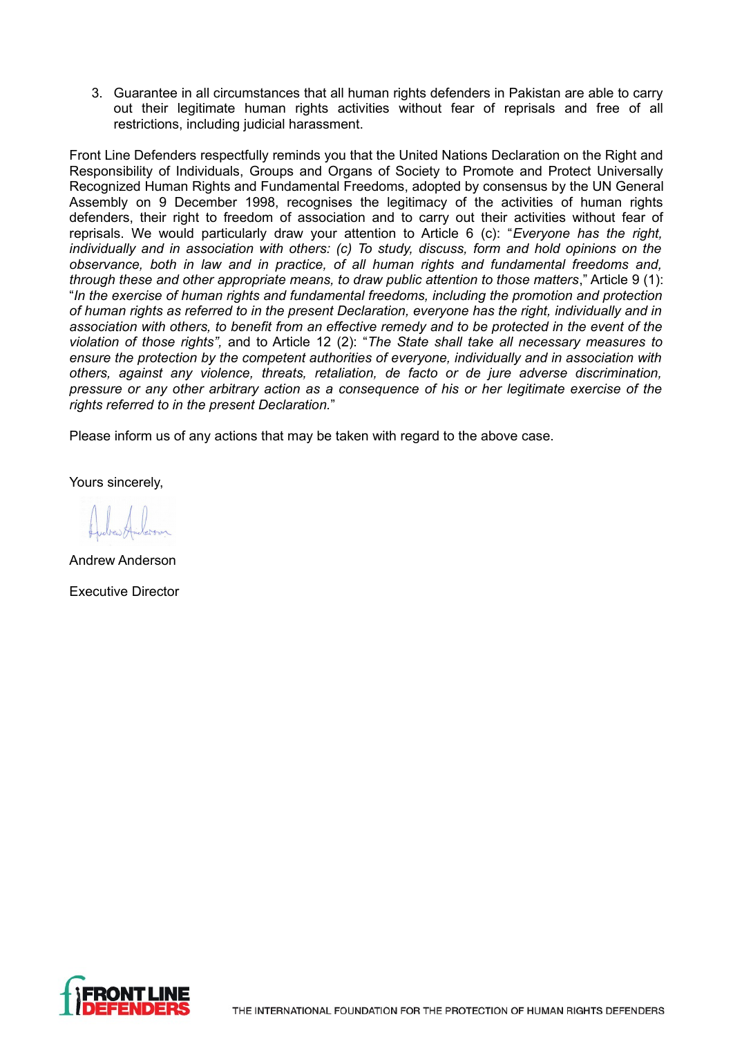3. Guarantee in all circumstances that all human rights defenders in Pakistan are able to carry out their legitimate human rights activities without fear of reprisals and free of all restrictions, including judicial harassment.

Front Line Defenders respectfully reminds you that the United Nations Declaration on the Right and Responsibility of Individuals, Groups and Organs of Society to Promote and Protect Universally Recognized Human Rights and Fundamental Freedoms, adopted by consensus by the UN General Assembly on 9 December 1998, recognises the legitimacy of the activities of human rights defenders, their right to freedom of association and to carry out their activities without fear of reprisals. We would particularly draw your attention to Article 6 (c): "*Everyone has the right, individually and in association with others: (c) To study, discuss, form and hold opinions on the observance, both in law and in practice, of all human rights and fundamental freedoms and, through these and other appropriate means, to draw public attention to those matters*," Article 9 (1): "*In the exercise of human rights and fundamental freedoms, including the promotion and protection of human rights as referred to in the present Declaration, everyone has the right, individually and in association with others, to benefit from an effective remedy and to be protected in the event of the violation of those rights",* and to Article 12 (2): "*The State shall take all necessary measures to ensure the protection by the competent authorities of everyone, individually and in association with others, against any violence, threats, retaliation, de facto or de jure adverse discrimination, pressure or any other arbitrary action as a consequence of his or her legitimate exercise of the rights referred to in the present Declaration.*"

Please inform us of any actions that may be taken with regard to the above case.

Yours sincerely,

Andrew Anderson

Executive Director

FRONT LINE DEFENDERS

THE INTERNATIONAL FOUNDATION FOR THE PROTECTION OF HUMAN RIGHTS DEFENDERS